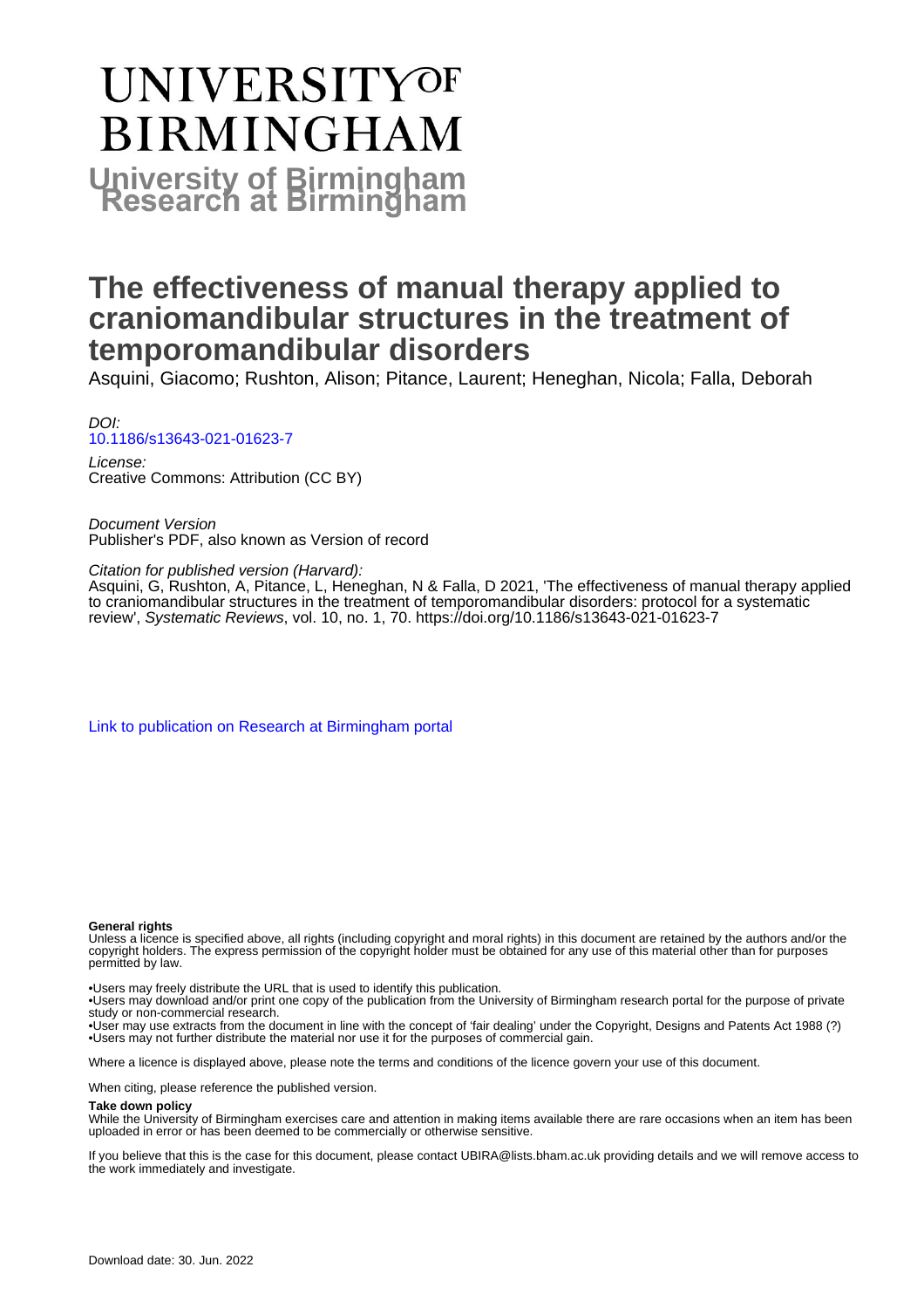# UNIVERSITY OF BIRMINGHAM

**University of Birmingham Research at Birmingham**

# The effectiveness of manual therapy applied to craniomandibular structures in the treatment of temporomandibular disorders

Asquini, Giacomo; Rushton, Alison; Pitance, Laurent; Heneghan, Nicola; Falla, Deborah

*DOI:*
[10.1186/s13643-021-01623-7](https://doi.org/10.1186/s13643-021-01623-7)

*License:*
Creative Commons: Attribution (CC BY)

*Document Version*
Publisher's PDF, also known as Version of record

*Citation for published version (Harvard):*
Asquini, G, Rushton, A, Pitance, L, Heneghan, N & Falla, D 2021, 'The effectiveness of manual therapy applied to craniomandibular structures in the treatment of temporomandibular disorders: protocol for a systematic review', *Systematic Reviews*, vol. 10, no. 1, 70. https://doi.org/10.1186/s13643-021-01623-7

[Link to publication on Research at Birmingham portal]

**General rights**

Unless a licence is specified above, all rights (including copyright and moral rights) in this document are retained by the authors and/or the copyright holders. The express permission of the copyright holder must be obtained for any use of this material other than for purposes permitted by law.

•Users may freely distribute the URL that is used to identify this publication.
•Users may download and/or print one copy of the publication from the University of Birmingham research portal for the purpose of private study or non-commercial research.
•User may use extracts from the document in line with the concept of 'fair dealing' under the Copyright, Designs and Patents Act 1988 (?)
•Users may not further distribute the material nor use it for the purposes of commercial gain.

Where a licence is displayed above, please note the terms and conditions of the licence govern your use of this document.

When citing, please reference the published version.

**Take down policy**

While the University of Birmingham exercises care and attention in making items available there are rare occasions when an item has been uploaded in error or has been deemed to be commercially or otherwise sensitive.

If you believe that this is the case for this document, please contact UBIRA@lists.bham.ac.uk providing details and we will remove access to the work immediately and investigate.

Download date: 30. Jun. 2022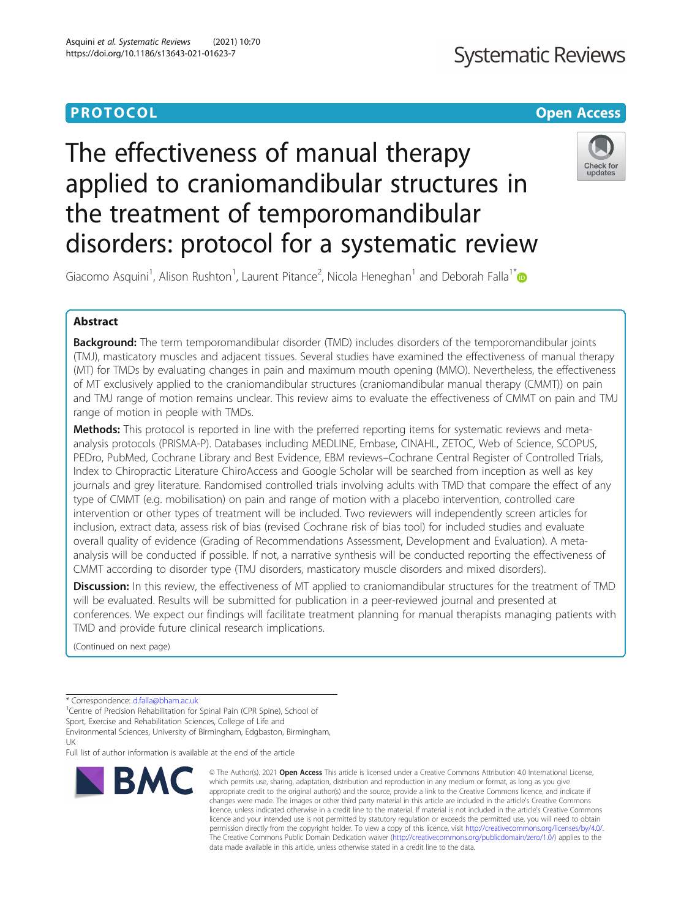**PROTOCOL** **Open Access**

# The effectiveness of manual therapy applied to craniomandibular structures in the treatment of temporomandibular disorders: protocol for a systematic review

Giacomo Asquini[1], Alison Rushton[1], Laurent Pitance[2], Nicola Heneghan[1] and Deborah Falla[1*]

## Abstract

**Background:** The term temporomandibular disorder (TMD) includes disorders of the temporomandibular joints (TMJ), masticatory muscles and adjacent tissues. Several studies have examined the effectiveness of manual therapy (MT) for TMDs by evaluating changes in pain and maximum mouth opening (MMO). Nevertheless, the effectiveness of MT exclusively applied to the craniomandibular structures (craniomandibular manual therapy (CMMT)) on pain and TMJ range of motion remains unclear. This review aims to evaluate the effectiveness of CMMT on pain and TMJ range of motion in people with TMDs.

**Methods:** This protocol is reported in line with the preferred reporting items for systematic reviews and meta-analysis protocols (PRISMA-P). Databases including MEDLINE, Embase, CINAHL, ZETOC, Web of Science, SCOPUS, PEDro, PubMed, Cochrane Library and Best Evidence, EBM reviews–Cochrane Central Register of Controlled Trials, Index to Chiropractic Literature ChiroAccess and Google Scholar will be searched from inception as well as key journals and grey literature. Randomised controlled trials involving adults with TMD that compare the effect of any type of CMMT (e.g. mobilisation) on pain and range of motion with a placebo intervention, controlled care intervention or other types of treatment will be included. Two reviewers will independently screen articles for inclusion, extract data, assess risk of bias (revised Cochrane risk of bias tool) for included studies and evaluate overall quality of evidence (Grading of Recommendations Assessment, Development and Evaluation). A meta-analysis will be conducted if possible. If not, a narrative synthesis will be conducted reporting the effectiveness of CMMT according to disorder type (TMJ disorders, masticatory muscle disorders and mixed disorders).

**Discussion:** In this review, the effectiveness of MT applied to craniomandibular structures for the treatment of TMD will be evaluated. Results will be submitted for publication in a peer-reviewed journal and presented at conferences. We expect our findings will facilitate treatment planning for manual therapists managing patients with TMD and provide future clinical research implications.

(Continued on next page)

* Correspondence: d.falla@bham.ac.uk
[1]Centre of Precision Rehabilitation for Spinal Pain (CPR Spine), School of Sport, Exercise and Rehabilitation Sciences, College of Life and Environmental Sciences, University of Birmingham, Edgbaston, Birmingham, UK
Full list of author information is available at the end of the article

© The Author(s). 2021 **Open Access** This article is licensed under a Creative Commons Attribution 4.0 International License, which permits use, sharing, adaptation, distribution and reproduction in any medium or format, as long as you give appropriate credit to the original author(s) and the source, provide a link to the Creative Commons licence, and indicate if changes were made. The images or other third party material in this article are included in the article's Creative Commons licence, unless indicated otherwise in a credit line to the material. If material is not included in the article's Creative Commons licence and your intended use is not permitted by statutory regulation or exceeds the permitted use, you will need to obtain permission directly from the copyright holder. To view a copy of this licence, visit http://creativecommons.org/licenses/by/4.0/. The Creative Commons Public Domain Dedication waiver (http://creativecommons.org/publicdomain/zero/1.0/) applies to the data made available in this article, unless otherwise stated in a credit line to the data.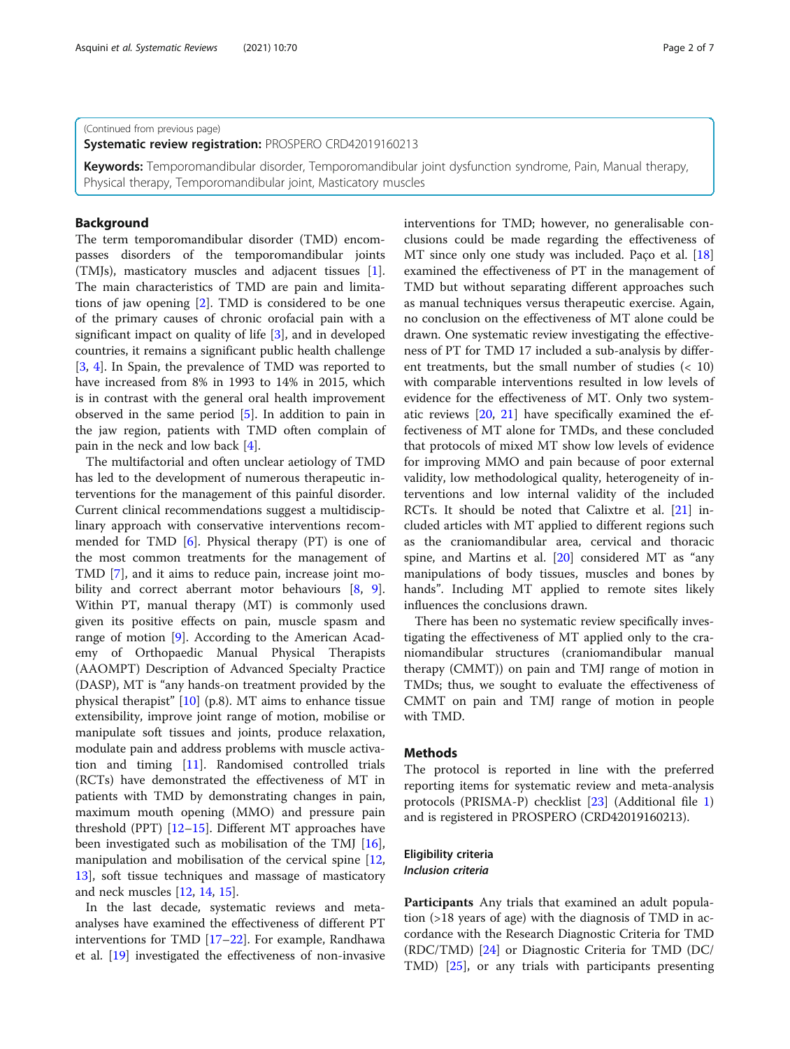(Continued from previous page)

**Systematic review registration:** PROSPERO CRD42019160213

**Keywords:** Temporomandibular disorder, Temporomandibular joint dysfunction syndrome, Pain, Manual therapy, Physical therapy, Temporomandibular joint, Masticatory muscles

## Background

The term temporomandibular disorder (TMD) encompasses disorders of the temporomandibular joints (TMJs), masticatory muscles and adjacent tissues [1]. The main characteristics of TMD are pain and limitations of jaw opening [2]. TMD is considered to be one of the primary causes of chronic orofacial pain with a significant impact on quality of life [3], and in developed countries, it remains a significant public health challenge [3, 4]. In Spain, the prevalence of TMD was reported to have increased from 8% in 1993 to 14% in 2015, which is in contrast with the general oral health improvement observed in the same period [5]. In addition to pain in the jaw region, patients with TMD often complain of pain in the neck and low back [4].

The multifactorial and often unclear aetiology of TMD has led to the development of numerous therapeutic interventions for the management of this painful disorder. Current clinical recommendations suggest a multidisciplinary approach with conservative interventions recommended for TMD [6]. Physical therapy (PT) is one of the most common treatments for the management of TMD [7], and it aims to reduce pain, increase joint mobility and correct aberrant motor behaviours [8, 9]. Within PT, manual therapy (MT) is commonly used given its positive effects on pain, muscle spasm and range of motion [9]. According to the American Academy of Orthopaedic Manual Physical Therapists (AAOMPT) Description of Advanced Specialty Practice (DASP), MT is "any hands-on treatment provided by the physical therapist" [10] (p.8). MT aims to enhance tissue extensibility, improve joint range of motion, mobilise or manipulate soft tissues and joints, produce relaxation, modulate pain and address problems with muscle activation and timing [11]. Randomised controlled trials (RCTs) have demonstrated the effectiveness of MT in patients with TMD by demonstrating changes in pain, maximum mouth opening (MMO) and pressure pain threshold (PPT) [12–15]. Different MT approaches have been investigated such as mobilisation of the TMJ [16], manipulation and mobilisation of the cervical spine [12, 13], soft tissue techniques and massage of masticatory and neck muscles [12, 14, 15].

In the last decade, systematic reviews and meta-analyses have examined the effectiveness of different PT interventions for TMD [17–22]. For example, Randhawa et al. [19] investigated the effectiveness of non-invasive interventions for TMD; however, no generalisable conclusions could be made regarding the effectiveness of MT since only one study was included. Paço et al. [18] examined the effectiveness of PT in the management of TMD but without separating different approaches such as manual techniques versus therapeutic exercise. Again, no conclusion on the effectiveness of MT alone could be drawn. One systematic review investigating the effectiveness of PT for TMD 17 included a sub-analysis by different treatments, but the small number of studies (< 10) with comparable interventions resulted in low levels of evidence for the effectiveness of MT. Only two systematic reviews [20, 21] have specifically examined the effectiveness of MT alone for TMDs, and these concluded that protocols of mixed MT show low levels of evidence for improving MMO and pain because of poor external validity, low methodological quality, heterogeneity of interventions and low internal validity of the included RCTs. It should be noted that Calixtre et al. [21] included articles with MT applied to different regions such as the craniomandibular area, cervical and thoracic spine, and Martins et al. [20] considered MT as "any manipulations of body tissues, muscles and bones by hands". Including MT applied to remote sites likely influences the conclusions drawn.

There has been no systematic review specifically investigating the effectiveness of MT applied only to the craniomandibular structures (craniomandibular manual therapy (CMMT)) on pain and TMJ range of motion in TMDs; thus, we sought to evaluate the effectiveness of CMMT on pain and TMJ range of motion in people with TMD.

## Methods

The protocol is reported in line with the preferred reporting items for systematic review and meta-analysis protocols (PRISMA-P) checklist [23] (Additional file 1) and is registered in PROSPERO (CRD42019160213).

### Eligibility criteria

#### *Inclusion criteria*

**Participants** Any trials that examined an adult population (>18 years of age) with the diagnosis of TMD in accordance with the Research Diagnostic Criteria for TMD (RDC/TMD) [24] or Diagnostic Criteria for TMD (DC/TMD) [25], or any trials with participants presenting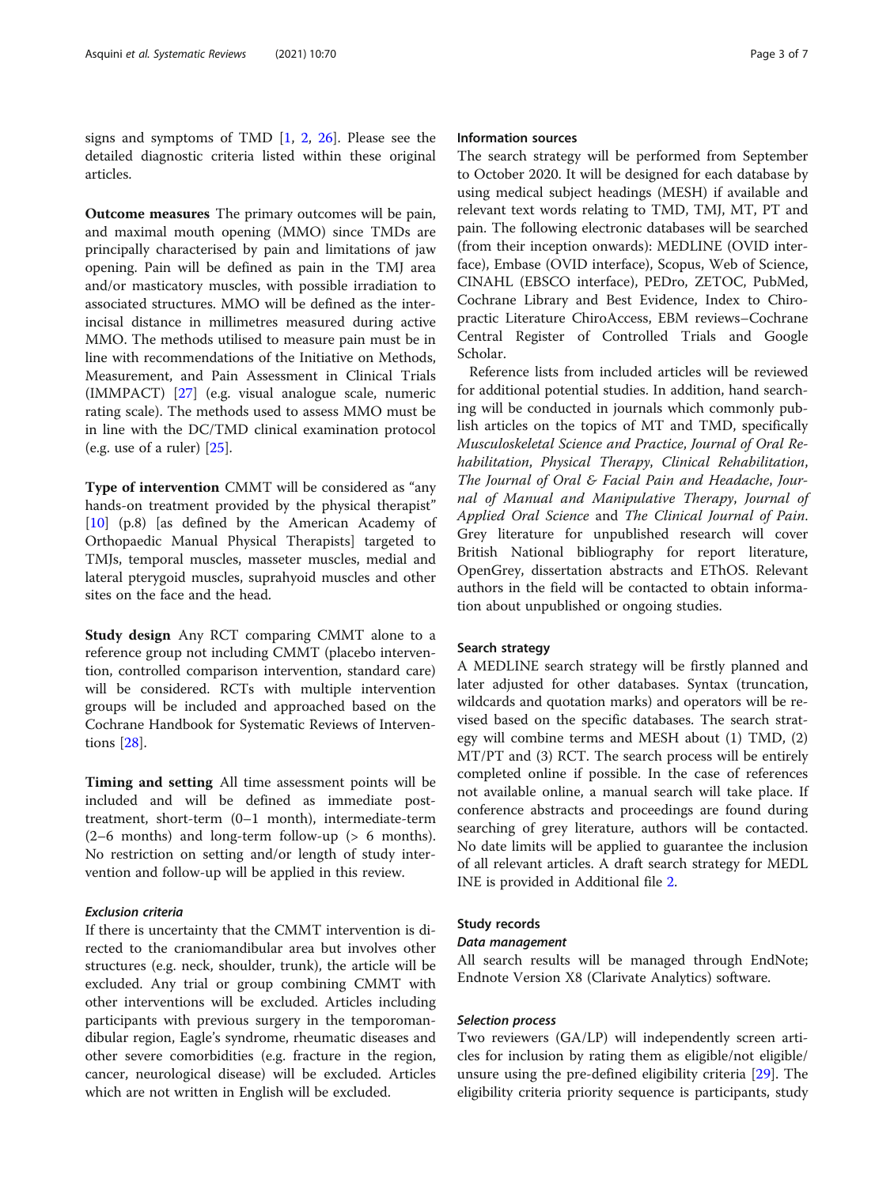signs and symptoms of TMD [1, 2, 26]. Please see the detailed diagnostic criteria listed within these original articles.

**Outcome measures** The primary outcomes will be pain, and maximal mouth opening (MMO) since TMDs are principally characterised by pain and limitations of jaw opening. Pain will be defined as pain in the TMJ area and/or masticatory muscles, with possible irradiation to associated structures. MMO will be defined as the interincisal distance in millimetres measured during active MMO. The methods utilised to measure pain must be in line with recommendations of the Initiative on Methods, Measurement, and Pain Assessment in Clinical Trials (IMMPACT) [27] (e.g. visual analogue scale, numeric rating scale). The methods used to assess MMO must be in line with the DC/TMD clinical examination protocol (e.g. use of a ruler) [25].

**Type of intervention** CMMT will be considered as "any hands-on treatment provided by the physical therapist" [10] (p.8) [as defined by the American Academy of Orthopaedic Manual Physical Therapists] targeted to TMJs, temporal muscles, masseter muscles, medial and lateral pterygoid muscles, suprahyoid muscles and other sites on the face and the head.

**Study design** Any RCT comparing CMMT alone to a reference group not including CMMT (placebo intervention, controlled comparison intervention, standard care) will be considered. RCTs with multiple intervention groups will be included and approached based on the Cochrane Handbook for Systematic Reviews of Interventions [28].

**Timing and setting** All time assessment points will be included and will be defined as immediate post-treatment, short-term (0–1 month), intermediate-term (2–6 months) and long-term follow-up (> 6 months). No restriction on setting and/or length of study intervention and follow-up will be applied in this review.

#### *Exclusion criteria*

If there is uncertainty that the CMMT intervention is directed to the craniomandibular area but involves other structures (e.g. neck, shoulder, trunk), the article will be excluded. Any trial or group combining CMMT with other interventions will be excluded. Articles including participants with previous surgery in the temporomandibular region, Eagle's syndrome, rheumatic diseases and other severe comorbidities (e.g. fracture in the region, cancer, neurological disease) will be excluded. Articles which are not written in English will be excluded.

### Information sources

The search strategy will be performed from September to October 2020. It will be designed for each database by using medical subject headings (MESH) if available and relevant text words relating to TMD, TMJ, MT, PT and pain. The following electronic databases will be searched (from their inception onwards): MEDLINE (OVID interface), Embase (OVID interface), Scopus, Web of Science, CINAHL (EBSCO interface), PEDro, ZETOC, PubMed, Cochrane Library and Best Evidence, Index to Chiropractic Literature ChiroAccess, EBM reviews–Cochrane Central Register of Controlled Trials and Google Scholar.

Reference lists from included articles will be reviewed for additional potential studies. In addition, hand searching will be conducted in journals which commonly publish articles on the topics of MT and TMD, specifically *Musculoskeletal Science and Practice*, *Journal of Oral Rehabilitation*, *Physical Therapy*, *Clinical Rehabilitation*, *The Journal of Oral & Facial Pain and Headache*, *Journal of Manual and Manipulative Therapy*, *Journal of Applied Oral Science* and *The Clinical Journal of Pain*. Grey literature for unpublished research will cover British National bibliography for report literature, OpenGrey, dissertation abstracts and EThOS. Relevant authors in the field will be contacted to obtain information about unpublished or ongoing studies.

### Search strategy

A MEDLINE search strategy will be firstly planned and later adjusted for other databases. Syntax (truncation, wildcards and quotation marks) and operators will be revised based on the specific databases. The search strategy will combine terms and MESH about (1) TMD, (2) MT/PT and (3) RCT. The search process will be entirely completed online if possible. In the case of references not available online, a manual search will take place. If conference abstracts and proceedings are found during searching of grey literature, authors will be contacted. No date limits will be applied to guarantee the inclusion of all relevant articles. A draft search strategy for MEDLINE is provided in Additional file 2.

### Study records

#### *Data management*

All search results will be managed through EndNote; Endnote Version X8 (Clarivate Analytics) software.

#### *Selection process*

Two reviewers (GA/LP) will independently screen articles for inclusion by rating them as eligible/not eligible/unsure using the pre-defined eligibility criteria [29]. The eligibility criteria priority sequence is participants, study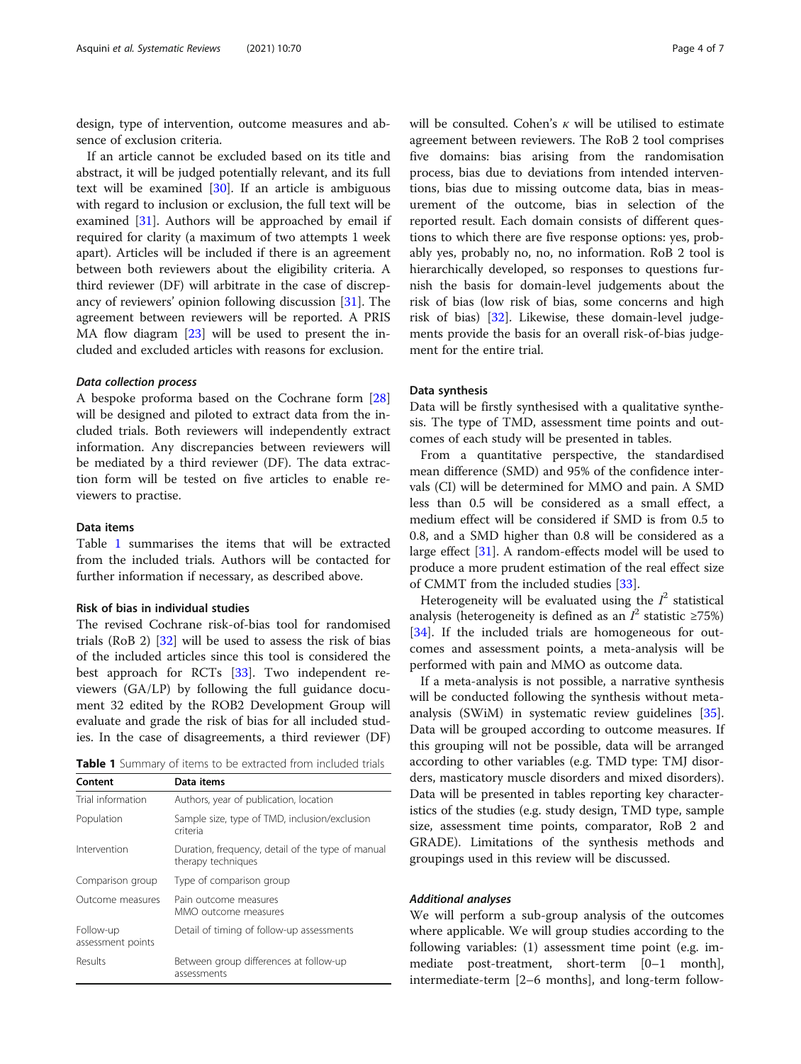design, type of intervention, outcome measures and absence of exclusion criteria.

If an article cannot be excluded based on its title and abstract, it will be judged potentially relevant, and its full text will be examined [30]. If an article is ambiguous with regard to inclusion or exclusion, the full text will be examined [31]. Authors will be approached by email if required for clarity (a maximum of two attempts 1 week apart). Articles will be included if there is an agreement between both reviewers about the eligibility criteria. A third reviewer (DF) will arbitrate in the case of discrepancy of reviewers' opinion following discussion [31]. The agreement between reviewers will be reported. A PRISMA flow diagram [23] will be used to present the included and excluded articles with reasons for exclusion.

#### *Data collection process*

A bespoke proforma based on the Cochrane form [28] will be designed and piloted to extract data from the included trials. Both reviewers will independently extract information. Any discrepancies between reviewers will be mediated by a third reviewer (DF). The data extraction form will be tested on five articles to enable reviewers to practise.

### Data items

Table 1 summarises the items that will be extracted from the included trials. Authors will be contacted for further information if necessary, as described above.

### Risk of bias in individual studies

The revised Cochrane risk-of-bias tool for randomised trials (RoB 2) [32] will be used to assess the risk of bias of the included articles since this tool is considered the best approach for RCTs [33]. Two independent reviewers (GA/LP) by following the full guidance document 32 edited by the ROB2 Development Group will evaluate and grade the risk of bias for all included studies. In the case of disagreements, a third reviewer (DF) will be consulted. Cohen's $\kappa$ will be utilised to estimate agreement between reviewers. The RoB 2 tool comprises five domains: bias arising from the randomisation process, bias due to deviations from intended interventions, bias due to missing outcome data, bias in measurement of the outcome, bias in selection of the reported result. Each domain consists of different questions to which there are five response options: yes, probably yes, probably no, no, no information. RoB 2 tool is hierarchically developed, so responses to questions furnish the basis for domain-level judgements about the risk of bias (low risk of bias, some concerns and high risk of bias) [32]. Likewise, these domain-level judgements provide the basis for an overall risk-of-bias judgement for the entire trial.

**Table 1** Summary of items to be extracted from included trials

| Content | Data items |
|---|---|
| Trial information | Authors, year of publication, location |
| Population | Sample size, type of TMD, inclusion/exclusion criteria |
| Intervention | Duration, frequency, detail of the type of manual therapy techniques |
| Comparison group | Type of comparison group |
| Outcome measures | Pain outcome measures<br>MMO outcome measures |
| Follow-up assessment points | Detail of timing of follow-up assessments |
| Results | Between group differences at follow-up assessments |

### Data synthesis

Data will be firstly synthesised with a qualitative synthesis. The type of TMD, assessment time points and outcomes of each study will be presented in tables.

From a quantitative perspective, the standardised mean difference (SMD) and 95% of the confidence intervals (CI) will be determined for MMO and pain. A SMD less than 0.5 will be considered as a small effect, a medium effect will be considered if SMD is from 0.5 to 0.8, and a SMD higher than 0.8 will be considered as a large effect [31]. A random-effects model will be used to produce a more prudent estimation of the real effect size of CMMT from the included studies [33].

Heterogeneity will be evaluated using the $I^2$ statistical analysis (heterogeneity is defined as an $I^2$ statistic ≥75%) [34]. If the included trials are homogeneous for outcomes and assessment points, a meta-analysis will be performed with pain and MMO as outcome data.

If a meta-analysis is not possible, a narrative synthesis will be conducted following the synthesis without meta-analysis (SWiM) in systematic review guidelines [35]. Data will be grouped according to outcome measures. If this grouping will not be possible, data will be arranged according to other variables (e.g. TMD type: TMJ disorders, masticatory muscle disorders and mixed disorders). Data will be presented in tables reporting key characteristics of the studies (e.g. study design, TMD type, sample size, assessment time points, comparator, RoB 2 and GRADE). Limitations of the synthesis methods and groupings used in this review will be discussed.

#### *Additional analyses*

We will perform a sub-group analysis of the outcomes where applicable. We will group studies according to the following variables: (1) assessment time point (e.g. immediate post-treatment, short-term [0–1 month], intermediate-term [2–6 months], and long-term follow-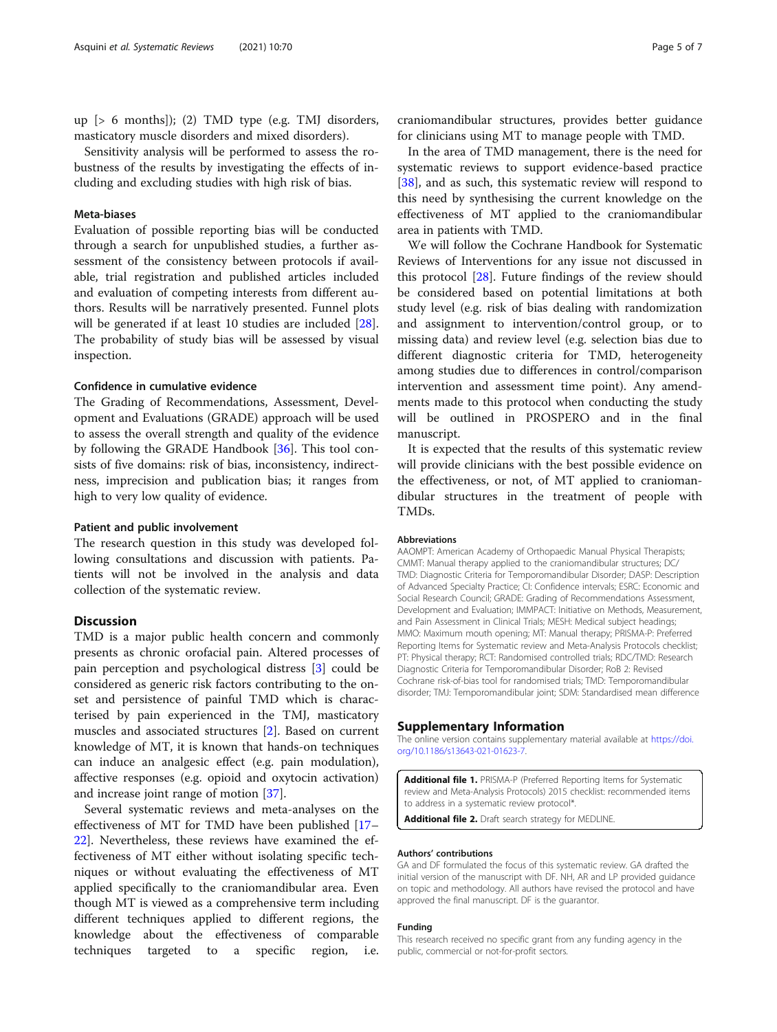up [> 6 months]); (2) TMD type (e.g. TMJ disorders, masticatory muscle disorders and mixed disorders).

Sensitivity analysis will be performed to assess the robustness of the results by investigating the effects of including and excluding studies with high risk of bias.

### Meta-biases

Evaluation of possible reporting bias will be conducted through a search for unpublished studies, a further assessment of the consistency between protocols if available, trial registration and published articles included and evaluation of competing interests from different authors. Results will be narratively presented. Funnel plots will be generated if at least 10 studies are included [28]. The probability of study bias will be assessed by visual inspection.

### Confidence in cumulative evidence

The Grading of Recommendations, Assessment, Development and Evaluations (GRADE) approach will be used to assess the overall strength and quality of the evidence by following the GRADE Handbook [36]. This tool consists of five domains: risk of bias, inconsistency, indirectness, imprecision and publication bias; it ranges from high to very low quality of evidence.

### Patient and public involvement

The research question in this study was developed following consultations and discussion with patients. Patients will not be involved in the analysis and data collection of the systematic review.

## Discussion

TMD is a major public health concern and commonly presents as chronic orofacial pain. Altered processes of pain perception and psychological distress [3] could be considered as generic risk factors contributing to the onset and persistence of painful TMD which is characterised by pain experienced in the TMJ, masticatory muscles and associated structures [2]. Based on current knowledge of MT, it is known that hands-on techniques can induce an analgesic effect (e.g. pain modulation), affective responses (e.g. opioid and oxytocin activation) and increase joint range of motion [37].

Several systematic reviews and meta-analyses on the effectiveness of MT for TMD have been published [17–22]. Nevertheless, these reviews have examined the effectiveness of MT either without isolating specific techniques or without evaluating the effectiveness of MT applied specifically to the craniomandibular area. Even though MT is viewed as a comprehensive term including different techniques applied to different regions, the knowledge about the effectiveness of comparable techniques targeted to a specific region, i.e. craniomandibular structures, provides better guidance for clinicians using MT to manage people with TMD.

In the area of TMD management, there is the need for systematic reviews to support evidence-based practice [38], and as such, this systematic review will respond to this need by synthesising the current knowledge on the effectiveness of MT applied to the craniomandibular area in patients with TMD.

We will follow the Cochrane Handbook for Systematic Reviews of Interventions for any issue not discussed in this protocol [28]. Future findings of the review should be considered based on potential limitations at both study level (e.g. risk of bias dealing with randomization and assignment to intervention/control group, or to missing data) and review level (e.g. selection bias due to different diagnostic criteria for TMD, heterogeneity among studies due to differences in control/comparison intervention and assessment time point). Any amendments made to this protocol when conducting the study will be outlined in PROSPERO and in the final manuscript.

It is expected that the results of this systematic review will provide clinicians with the best possible evidence on the effectiveness, or not, of MT applied to craniomandibular structures in the treatment of people with TMDs.

#### Abbreviations

AAOMPT: American Academy of Orthopaedic Manual Physical Therapists; CMMT: Manual therapy applied to the craniomandibular structures; DC/TMD: Diagnostic Criteria for Temporomandibular Disorder; DASP: Description of Advanced Specialty Practice; CI: Confidence intervals; ESRC: Economic and Social Research Council; GRADE: Grading of Recommendations Assessment, Development and Evaluation; IMMPACT: Initiative on Methods, Measurement, and Pain Assessment in Clinical Trials; MESH: Medical subject headings; MMO: Maximum mouth opening; MT: Manual therapy; PRISMA-P: Preferred Reporting Items for Systematic review and Meta-Analysis Protocols checklist; PT: Physical therapy; RCT: Randomised controlled trials; RDC/TMD: Research Diagnostic Criteria for Temporomandibular Disorder; RoB 2: Revised Cochrane risk-of-bias tool for randomised trials; TMD: Temporomandibular disorder; TMJ: Temporomandibular joint; SDM: Standardised mean difference

## Supplementary Information

The online version contains supplementary material available at https://doi.org/10.1186/s13643-021-01623-7.

**Additional file 1.** PRISMA-P (Preferred Reporting Items for Systematic review and Meta-Analysis Protocols) 2015 checklist: recommended items to address in a systematic review protocol*.

**Additional file 2.** Draft search strategy for MEDLINE.

#### Authors' contributions

GA and DF formulated the focus of this systematic review. GA drafted the initial version of the manuscript with DF. NH, AR and LP provided guidance on topic and methodology. All authors have revised the protocol and have approved the final manuscript. DF is the guarantor.

#### Funding

This research received no specific grant from any funding agency in the public, commercial or not-for-profit sectors.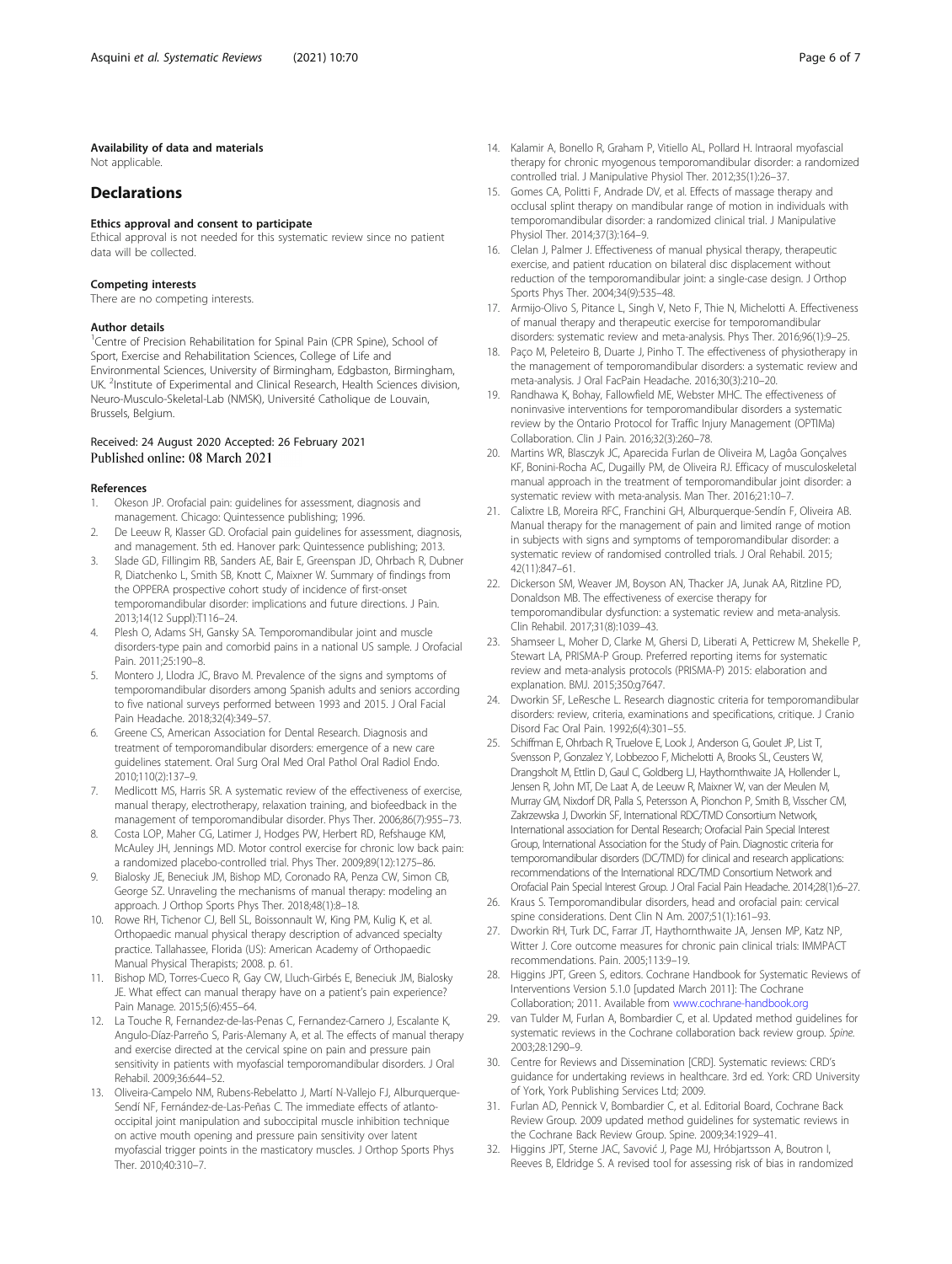**Availability of data and materials**

Not applicable.

## Declarations

**Ethics approval and consent to participate**

Ethical approval is not needed for this systematic review since no patient data will be collected.

**Competing interests**

There are no competing interests.

**Author details**

[1]Centre of Precision Rehabilitation for Spinal Pain (CPR Spine), School of Sport, Exercise and Rehabilitation Sciences, College of Life and Environmental Sciences, University of Birmingham, Edgbaston, Birmingham, UK. [2]Institute of Experimental and Clinical Research, Health Sciences division, Neuro-Musculo-Skeletal-Lab (NMSK), Université Catholique de Louvain, Brussels, Belgium.

Received: 24 August 2020 Accepted: 26 February 2021
Published online: 08 March 2021

### References

1. Okeson JP. Orofacial pain: guidelines for assessment, diagnosis and management. Chicago: Quintessence publishing; 1996.
2. De Leeuw R, Klasser GD. Orofacial pain guidelines for assessment, diagnosis, and management. 5th ed. Hanover park: Quintessence publishing; 2013.
3. Slade GD, Fillingim RB, Sanders AE, Bair E, Greenspan JD, Ohrbach R, Dubner R, Diatchenko L, Smith SB, Knott C, Maixner W. Summary of findings from the OPPERA prospective cohort study of incidence of first-onset temporomandibular disorder: implications and future directions. J Pain. 2013;14(12 Suppl):T116–24.
4. Plesh O, Adams SH, Gansky SA. Temporomandibular joint and muscle disorders-type pain and comorbid pains in a national US sample. J Orofacial Pain. 2011;25:190–8.
5. Montero J, Llodra JC, Bravo M. Prevalence of the signs and symptoms of temporomandibular disorders among Spanish adults and seniors according to five national surveys performed between 1993 and 2015. J Oral Facial Pain Headache. 2018;32(4):349–57.
6. Greene CS, American Association for Dental Research. Diagnosis and treatment of temporomandibular disorders: emergence of a new care guidelines statement. Oral Surg Oral Med Oral Pathol Oral Radiol Endo. 2010;110(2):137–9.
7. Medlicott MS, Harris SR. A systematic review of the effectiveness of exercise, manual therapy, electrotherapy, relaxation training, and biofeedback in the management of temporomandibular disorder. Phys Ther. 2006;86(7):955–73.
8. Costa LOP, Maher CG, Latimer J, Hodges PW, Herbert RD, Refshauge KM, McAuley JH, Jennings MD. Motor control exercise for chronic low back pain: a randomized placebo-controlled trial. Phys Ther. 2009;89(12):1275–86.
9. Bialosky JE, Beneciuk JM, Bishop MD, Coronado RA, Penza CW, Simon CB, George SZ. Unraveling the mechanisms of manual therapy: modeling an approach. J Orthop Sports Phys Ther. 2018;48(1):8–18.
10. Rowe RH, Tichenor CJ, Bell SL, Boissonnault W, King PM, Kulig K, et al. Orthopaedic manual physical therapy description of advanced specialty practice. Tallahassee, Florida (US): American Academy of Orthopaedic Manual Physical Therapists; 2008. p. 61.
11. Bishop MD, Torres-Cueco R, Gay CW, Lluch-Girbés E, Beneciuk JM, Bialosky JE. What effect can manual therapy have on a patient's pain experience? Pain Manage. 2015;5(6):455–64.
12. La Touche R, Fernandez-de-las-Penas C, Fernandez-Carnero J, Escalante K, Angulo-Díaz-Parreño S, Paris-Alemany A, et al. The effects of manual therapy and exercise directed at the cervical spine on pain and pressure pain sensitivity in patients with myofascial temporomandibular disorders. J Oral Rehabil. 2009;36:644–52.
13. Oliveira-Campelo NM, Rubens-Rebelatto J, Martí N-Vallejo FJ, Alburquerque-Sendí NF, Fernández-de-Las-Peñas C. The immediate effects of atlanto-occipital joint manipulation and suboccipital muscle inhibition technique on active mouth opening and pressure pain sensitivity over latent myofascial trigger points in the masticatory muscles. J Orthop Sports Phys Ther. 2010;40:310–7.
14. Kalamir A, Bonello R, Graham P, Vitiello AL, Pollard H. Intraoral myofascial therapy for chronic myogenous temporomandibular disorder: a randomized controlled trial. J Manipulative Physiol Ther. 2012;35(1):26–37.
15. Gomes CA, Politti F, Andrade DV, et al. Effects of massage therapy and occlusal splint therapy on mandibular range of motion in individuals with temporomandibular disorder: a randomized clinical trial. J Manipulative Physiol Ther. 2014;37(3):164–9.
16. Clelan J, Palmer J. Effectiveness of manual physical therapy, therapeutic exercise, and patient rducation on bilateral disc displacement without reduction of the temporomandibular joint: a single-case design. J Orthop Sports Phys Ther. 2004;34(9):535–48.
17. Armijo-Olivo S, Pitance L, Singh V, Neto F, Thie N, Michelotti A. Effectiveness of manual therapy and therapeutic exercise for temporomandibular disorders: systematic review and meta-analysis. Phys Ther. 2016;96(1):9–25.
18. Paço M, Peleteiro B, Duarte J, Pinho T. The effectiveness of physiotherapy in the management of temporomandibular disorders: a systematic review and meta-analysis. J Oral FacPain Headache. 2016;30(3):210–20.
19. Randhawa K, Bohay, Fallowfield ME, Webster MHC. The effectiveness of noninvasive interventions for temporomandibular disorders a systematic review by the Ontario Protocol for Traffic Injury Management (OPTIMa) Collaboration. Clin J Pain. 2016;32(3):260–78.
20. Martins WR, Blasczyk JC, Aparecida Furlan de Oliveira M, Lagôa Gonçalves KF, Bonini-Rocha AC, Dugailly PM, de Oliveira RJ. Efficacy of musculoskeletal manual approach in the treatment of temporomandibular joint disorder: a systematic review with meta-analysis. Man Ther. 2016;21:10–7.
21. Calixtre LB, Moreira RFC, Franchini GH, Alburquerque-Sendín F, Oliveira AB. Manual therapy for the management of pain and limited range of motion in subjects with signs and symptoms of temporomandibular disorder: a systematic review of randomised controlled trials. J Oral Rehabil. 2015; 42(11):847–61.
22. Dickerson SM, Weaver JM, Boyson AN, Thacker JA, Junak AA, Ritzline PD, Donaldson MB. The effectiveness of exercise therapy for temporomandibular dysfunction: a systematic review and meta-analysis. Clin Rehabil. 2017;31(8):1039–43.
23. Shamseer L, Moher D, Clarke M, Ghersi D, Liberati A, Petticrew M, Shekelle P, Stewart LA, PRISMA-P Group. Preferred reporting items for systematic review and meta-analysis protocols (PRISMA-P) 2015: elaboration and explanation. BMJ. 2015;350:g7647.
24. Dworkin SF, LeResche L. Research diagnostic criteria for temporomandibular disorders: review, criteria, examinations and specifications, critique. J Cranio Disord Fac Oral Pain. 1992;6(4):301–55.
25. Schiffman E, Ohrbach R, Truelove E, Look J, Anderson G, Goulet JP, List T, Svensson P, Gonzalez Y, Lobbezoo F, Michelotti A, Brooks SL, Ceusters W, Drangsholt M, Ettlin D, Gaul C, Goldberg LJ, Haythornthwaite JA, Hollender L, Jensen R, John MT, De Laat A, de Leeuw R, Maixner W, van der Meulen M, Murray GM, Nixdorf DR, Palla S, Petersson A, Pionchon P, Smith B, Visscher CM, Zakrzewska J, Dworkin SF, International RDC/TMD Consortium Network, International association for Dental Research; Orofacial Pain Special Interest Group, International Association for the Study of Pain. Diagnostic criteria for temporomandibular disorders (DC/TMD) for clinical and research applications: recommendations of the International RDC/TMD Consortium Network and Orofacial Pain Special Interest Group. J Oral Facial Pain Headache. 2014;28(1):6–27.
26. Kraus S. Temporomandibular disorders, head and orofacial pain: cervical spine considerations. Dent Clin N Am. 2007;51(1):161–93.
27. Dworkin RH, Turk DC, Farrar JT, Haythornthwaite JA, Jensen MP, Katz NP, Witter J. Core outcome measures for chronic pain clinical trials: IMMPACT recommendations. Pain. 2005;113:9–19.
28. Higgins JPT, Green S, editors. Cochrane Handbook for Systematic Reviews of Interventions Version 5.1.0 [updated March 2011]: The Cochrane Collaboration; 2011. Available from www.cochrane-handbook.org
29. van Tulder M, Furlan A, Bombardier C, et al. Updated method guidelines for systematic reviews in the Cochrane collaboration back review group. *Spine.* 2003;28:1290–9.
30. Centre for Reviews and Dissemination [CRD]. Systematic reviews: CRD's guidance for undertaking reviews in healthcare. 3rd ed. York: CRD University of York, York Publishing Services Ltd; 2009.
31. Furlan AD, Pennick V, Bombardier C, et al. Editorial Board, Cochrane Back Review Group. 2009 updated method guidelines for systematic reviews in the Cochrane Back Review Group. Spine. 2009;34:1929–41.
32. Higgins JPT, Sterne JAC, Savović J, Page MJ, Hróbjartsson A, Boutron I, Reeves B, Eldridge S. A revised tool for assessing risk of bias in randomized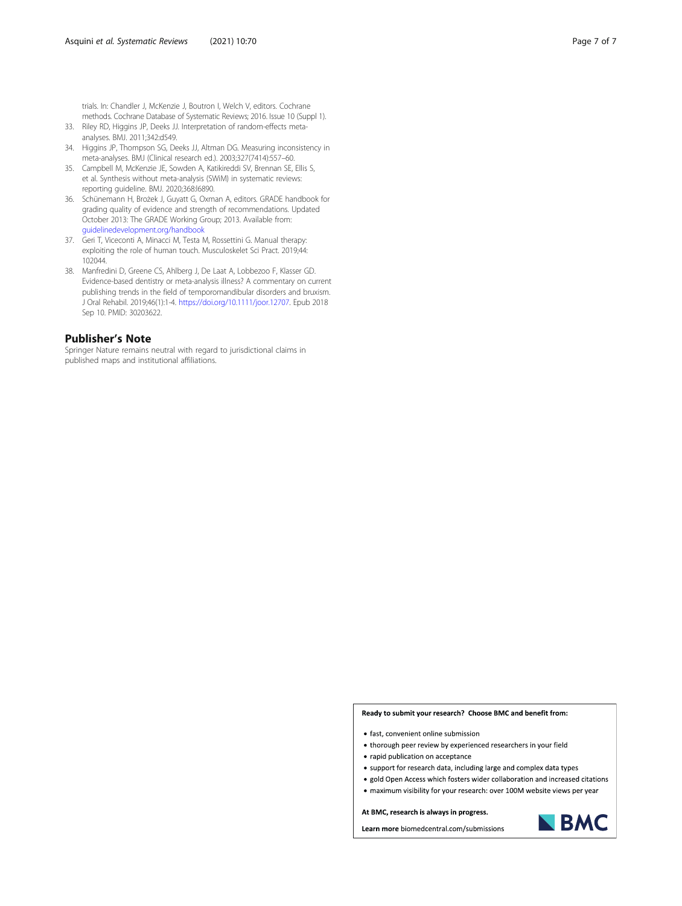trials. In: Chandler J, McKenzie J, Boutron I, Welch V, editors. Cochrane methods. Cochrane Database of Systematic Reviews; 2016. Issue 10 (Suppl 1).

33. Riley RD, Higgins JP, Deeks JJ. Interpretation of random-effects meta-analyses. BMJ. 2011;342:d549.
34. Higgins JP, Thompson SG, Deeks JJ, Altman DG. Measuring inconsistency in meta-analyses. BMJ (Clinical research ed.). 2003;327(7414):557–60.
35. Campbell M, McKenzie JE, Sowden A, Katikireddi SV, Brennan SE, Ellis S, et al. Synthesis without meta-analysis (SWiM) in systematic reviews: reporting guideline. BMJ. 2020;368:l6890.
36. Schünemann H, Brożek J, Guyatt G, Oxman A, editors. GRADE handbook for grading quality of evidence and strength of recommendations. Updated October 2013: The GRADE Working Group; 2013. Available from: guidelinedevelopment.org/handbook
37. Geri T, Viceconti A, Minacci M, Testa M, Rossettini G. Manual therapy: exploiting the role of human touch. Musculoskelet Sci Pract. 2019;44: 102044.
38. Manfredini D, Greene CS, Ahlberg J, De Laat A, Lobbezoo F, Klasser GD. Evidence-based dentistry or meta-analysis illness? A commentary on current publishing trends in the field of temporomandibular disorders and bruxism. J Oral Rehabil. 2019;46(1):1-4. https://doi.org/10.1111/joor.12707. Epub 2018 Sep 10. PMID: 30203622.

## Publisher's Note

Springer Nature remains neutral with regard to jurisdictional claims in published maps and institutional affiliations.

**Ready to submit your research? Choose BMC and benefit from:**

- fast, convenient online submission
- thorough peer review by experienced researchers in your field
- rapid publication on acceptance
- support for research data, including large and complex data types
- gold Open Access which fosters wider collaboration and increased citations
- maximum visibility for your research: over 100M website views per year

**At BMC, research is always in progress.**

**Learn more** biomedcentral.com/submissions

BMC